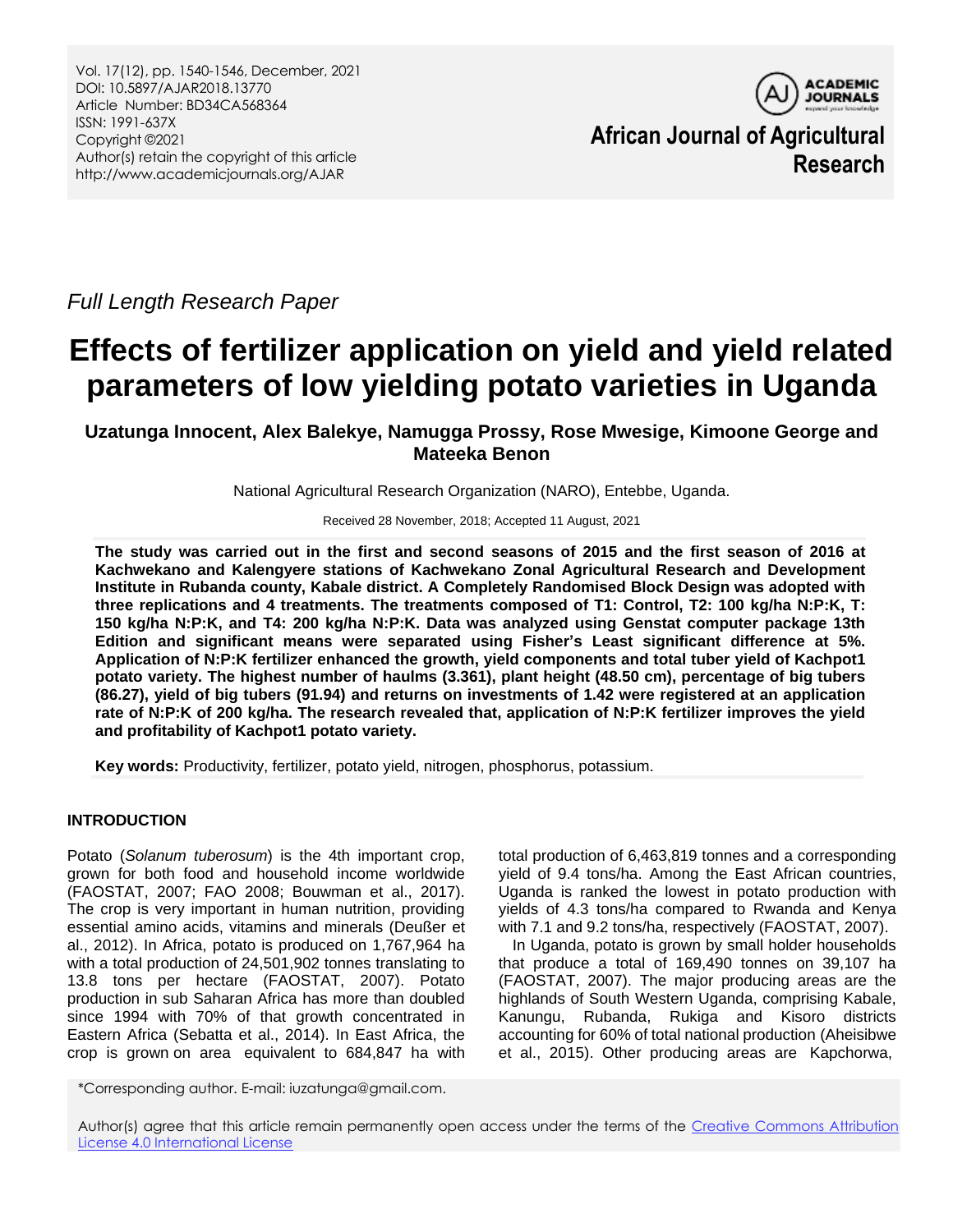*Full Length Research Paper*

# Effects of fertilizer application on yield and yield related parameters of low yielding potato varieties in Uganda

**Uzatunga Innocent, Alex Balekye, Namugga Prossy, Rose Mwesige, Kimoone George and Mateeka Benon**

National Agricultural Research Organization (NARO), Entebbe, Uganda.

Received 28 November, 2018; Accepted 11 August, 2021

**The study was carried out in the first and second seasons of 2015 and the first season of 2016 at Kachwekano and Kalengyere stations of Kachwekano Zonal Agricultural Research and Development Institute in Rubanda county, Kabale district. A Completely Randomised Block Design was adopted with three replications and 4 treatments. The treatments composed of T1: Control, T2: 100 kg/ha N:P:K, T: 150 kg/ha N:P:K, and T4: 200 kg/ha N:P:K. Data was analyzed using Genstat computer package 13th Edition and significant means were separated using Fisher's Least significant difference at 5%. Application of N:P:K fertilizer enhanced the growth, yield components and total tuber yield of Kachpot1 potato variety. The highest number of haulms (3.361), plant height (48.50 cm), percentage of big tubers (86.27), yield of big tubers (91.94) and returns on investments of 1.42 were registered at an application rate of N:P:K of 200 kg/ha. The research revealed that, application of N:P:K fertilizer improves the yield and profitability of Kachpot1 potato variety.**

**Key words:** Productivity, fertilizer, potato yield, nitrogen, phosphorus, potassium.

## INTRODUCTION

Potato (*Solanum tuberosum*) is the 4th important crop, grown for both food and household income worldwide (FAOSTAT, 2007; FAO 2008; Bouwman et al., 2017). The crop is very important in human nutrition, providing essential amino acids, vitamins and minerals (Deußer et al., 2012). In Africa, potato is produced on 1,767,964 ha with a total production of 24,501,902 tonnes translating to 13.8 tons per hectare (FAOSTAT, 2007). Potato production in sub Saharan Africa has more than doubled since 1994 with 70% of that growth concentrated in Eastern Africa (Sebatta et al., 2014). In East Africa, the crop is grown on area equivalent to 684,847 ha with total production of 6,463,819 tonnes and a corresponding yield of 9.4 tons/ha. Among the East African countries, Uganda is ranked the lowest in potato production with yields of 4.3 tons/ha compared to Rwanda and Kenya with 7.1 and 9.2 tons/ha, respectively (FAOSTAT, 2007).

In Uganda, potato is grown by small holder households that produce a total of 169,490 tonnes on 39,107 ha (FAOSTAT, 2007). The major producing areas are the highlands of South Western Uganda, comprising Kabale, Kanungu, Rubanda, Rukiga and Kisoro districts accounting for 60% of total national production (Aheisibwe et al., 2015). Other producing areas are Kapchorwa,

*Corresponding author. E-mail: iuzatunga@gmail.com.

Author(s) agree that this article remain permanently open access under the terms of the Creative Commons Attribution License 4.0 International License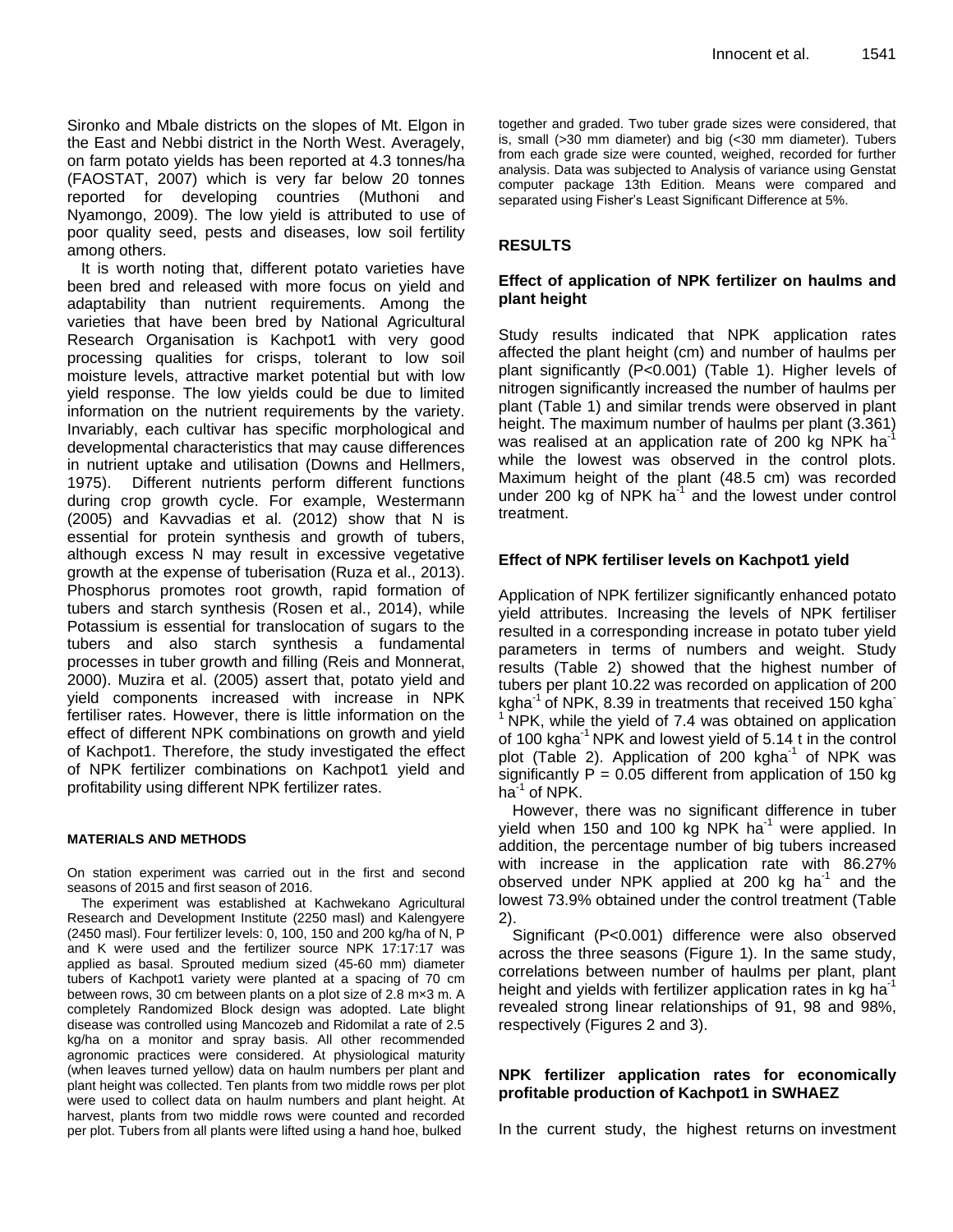Sironko and Mbale districts on the slopes of Mt. Elgon in the East and Nebbi district in the North West. Averagely, on farm potato yields has been reported at 4.3 tonnes/ha (FAOSTAT, 2007) which is very far below 20 tonnes reported for developing countries (Muthoni and Nyamongo, 2009). The low yield is attributed to use of poor quality seed, pests and diseases, low soil fertility among others.

It is worth noting that, different potato varieties have been bred and released with more focus on yield and adaptability than nutrient requirements. Among the varieties that have been bred by National Agricultural Research Organisation is Kachpot1 with very good processing qualities for crisps, tolerant to low soil moisture levels, attractive market potential but with low yield response. The low yields could be due to limited information on the nutrient requirements by the variety. Invariably, each cultivar has specific morphological and developmental characteristics that may cause differences in nutrient uptake and utilisation (Downs and Hellmers, 1975). Different nutrients perform different functions during crop growth cycle. For example, Westermann (2005) and Kavvadias et al. (2012) show that N is essential for protein synthesis and growth of tubers, although excess N may result in excessive vegetative growth at the expense of tuberisation (Ruza et al., 2013). Phosphorus promotes root growth, rapid formation of tubers and starch synthesis (Rosen et al., 2014), while Potassium is essential for translocation of sugars to the tubers and also starch synthesis a fundamental processes in tuber growth and filling (Reis and Monnerat, 2000). Muzira et al. (2005) assert that, potato yield and yield components increased with increase in NPK fertiliser rates. However, there is little information on the effect of different NPK combinations on growth and yield of Kachpot1. Therefore, the study investigated the effect of NPK fertilizer combinations on Kachpot1 yield and profitability using different NPK fertilizer rates.

## MATERIALS AND METHODS

On station experiment was carried out in the first and second seasons of 2015 and first season of 2016.

The experiment was established at Kachwekano Agricultural Research and Development Institute (2250 masl) and Kalengyere (2450 masl). Four fertilizer levels: 0, 100, 150 and 200 kg/ha of N, P and K were used and the fertilizer source NPK 17:17:17 was applied as basal. Sprouted medium sized (45-60 mm) diameter tubers of Kachpot1 variety were planted at a spacing of 70 cm between rows, 30 cm between plants on a plot size of 2.8 m×3 m. A completely Randomized Block design was adopted. Late blight disease was controlled using Mancozeb and Ridomilat a rate of 2.5 kg/ha on a monitor and spray basis. All other recommended agronomic practices were considered. At physiological maturity (when leaves turned yellow) data on haulm numbers per plant and plant height was collected. Ten plants from two middle rows per plot were used to collect data on haulm numbers and plant height. At harvest, plants from two middle rows were counted and recorded per plot. Tubers from all plants were lifted using a hand hoe, bulked together and graded. Two tuber grade sizes were considered, that is, small (>30 mm diameter) and big (<30 mm diameter). Tubers from each grade size were counted, weighed, recorded for further analysis. Data was subjected to Analysis of variance using Genstat computer package 13th Edition. Means were compared and separated using Fisher's Least Significant Difference at 5%.

## RESULTS

### Effect of application of NPK fertilizer on haulms and plant height

Study results indicated that NPK application rates affected the plant height (cm) and number of haulms per plant significantly ($P<0.001$) (Table 1). Higher levels of nitrogen significantly increased the number of haulms per plant (Table 1) and similar trends were observed in plant height. The maximum number of haulms per plant (3.361) was realised at an application rate of 200 kg NPK $ha^{-1}$ while the lowest was observed in the control plots. Maximum height of the plant (48.5 cm) was recorded under 200 kg of NPK $ha^{-1}$ and the lowest under control treatment.

### Effect of NPK fertiliser levels on Kachpot1 yield

Application of NPK fertilizer significantly enhanced potato yield attributes. Increasing the levels of NPK fertiliser resulted in a corresponding increase in potato tuber yield parameters in terms of numbers and weight. Study results (Table 2) showed that the highest number of tubers per plant 10.22 was recorded on application of 200 $kgha^{-1}$ of NPK, 8.39 in treatments that received 150 $kgha^{-1}$ NPK, while the yield of 7.4 was obtained on application of 100 $kgha^{-1}$ NPK and lowest yield of 5.14 t in the control plot (Table 2). Application of 200 $kgha^{-1}$ of NPK was significantly $P = 0.05$ different from application of 150 kg $ha^{-1}$ of NPK.

However, there was no significant difference in tuber yield when 150 and 100 kg NPK $ha^{-1}$ were applied. In addition, the percentage number of big tubers increased with increase in the application rate with 86.27% observed under NPK applied at 200 kg $ha^{-1}$ and the lowest 73.9% obtained under the control treatment (Table 2).

Significant ($P<0.001$) difference were also observed across the three seasons (Figure 1). In the same study, correlations between number of haulms per plant, plant height and yields with fertilizer application rates in kg $ha^{-1}$ revealed strong linear relationships of 91, 98 and 98%, respectively (Figures 2 and 3).

### NPK fertilizer application rates for economically profitable production of Kachpot1 in SWHAEZ

In the current study, the highest returns on investment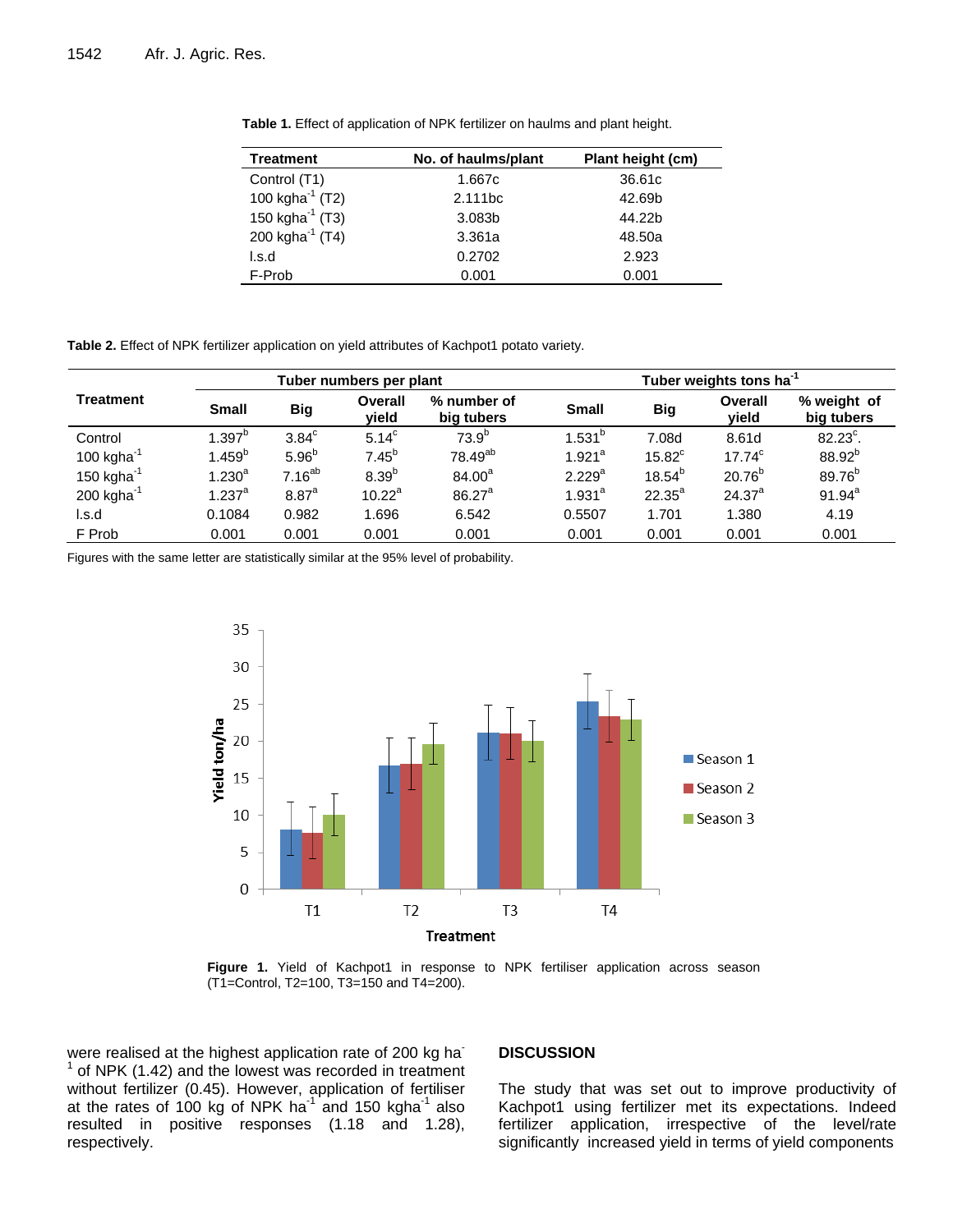**Table 1.** Effect of application of NPK fertilizer on haulms and plant height.

| Treatment | No. of haulms/plant | Plant height (cm) |
|---|---|---|
| Control (T1) | 1.667c | 36.61c |
| 100 kgha$^{-1}$ (T2) | 2.111bc | 42.69b |
| 150 kgha$^{-1}$ (T3) | 3.083b | 44.22b |
| 200 kgha$^{-1}$ (T4) | 3.361a | 48.50a |
| l.s.d | 0.2702 | 2.923 |
| F-Prob | 0.001 | 0.001 |

**Table 2.** Effect of NPK fertilizer application on yield attributes of Kachpot1 potato variety.

| Treatment | Tuber numbers per plant | | | | Tuber weights tons ha$^{-1}$ | | | |
|---|---|---|---|---|---|---|---|---|
| | Small | Big | Overall yield | % number of big tubers | Small | Big | Overall yield | % weight of big tubers |
| Control | 1.397$^{b}$ | 3.84$^{c}$ | 5.14$^{c}$ | 73.9$^{b}$ | 1.531$^{b}$ | 7.08d | 8.61d | 82.23$^{c}$. |
| 100 kgha$^{-1}$ | 1.459$^{b}$ | 5.96$^{b}$ | 7.45$^{b}$ | 78.49$^{ab}$ | 1.921$^{a}$ | 15.82$^{c}$ | 17.74$^{c}$ | 88.92$^{b}$ |
| 150 kgha$^{-1}$ | 1.230$^{a}$ | 7.16$^{ab}$ | 8.39$^{b}$ | 84.00$^{a}$ | 2.229$^{a}$ | 18.54$^{b}$ | 20.76$^{b}$ | 89.76$^{b}$ |
| 200 kgha$^{-1}$ | 1.237$^{a}$ | 8.87$^{a}$ | 10.22$^{a}$ | 86.27$^{a}$ | 1.931$^{a}$ | 22.35$^{a}$ | 24.37$^{a}$ | 91.94$^{a}$ |
| l.s.d | 0.1084 | 0.982 | 1.696 | 6.542 | 0.5507 | 1.701 | 1.380 | 4.19 |
| F Prob | 0.001 | 0.001 | 0.001 | 0.001 | 0.001 | 0.001 | 0.001 | 0.001 |

Figures with the same letter are statistically similar at the 95% level of probability.

**Figure 1.** Yield of Kachpot1 in response to NPK fertiliser application across season (T1=Control, T2=100, T3=150 and T4=200).

were realised at the highest application rate of 200 kg ha$^{-1}$ of NPK (1.42) and the lowest was recorded in treatment without fertilizer (0.45). However, application of fertiliser at the rates of 100 kg of NPK ha$^{-1}$ and 150 kgha$^{-1}$ also resulted in positive responses (1.18 and 1.28), respectively.

## DISCUSSION

The study that was set out to improve productivity of Kachpot1 using fertilizer met its expectations. Indeed fertilizer application, irrespective of the level/rate significantly increased yield in terms of yield components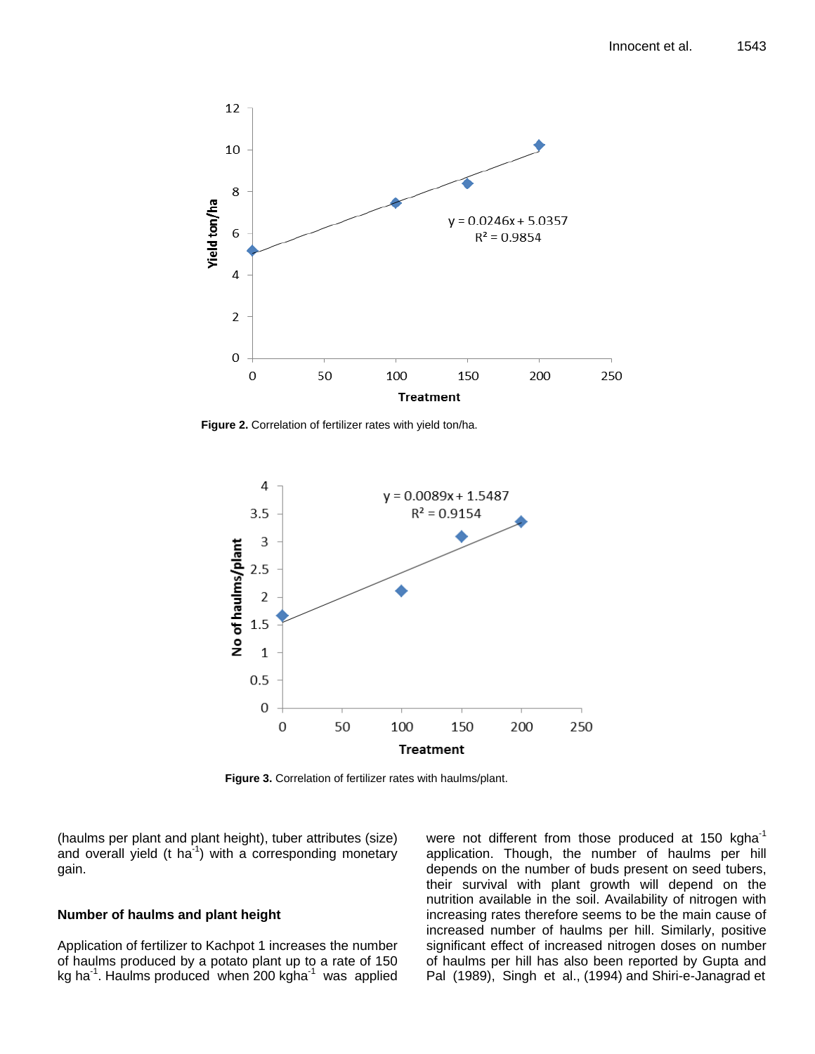Figure 2. Correlation of fertilizer rates with yield ton/ha.

Figure 3. Correlation of fertilizer rates with haulms/plant.

(haulms per plant and plant height), tuber attributes (size) and overall yield (t $ha^{-1}$) with a corresponding monetary gain.

## Number of haulms and plant height

Application of fertilizer to Kachpot 1 increases the number of haulms produced by a potato plant up to a rate of 150 kg $ha^{-1}$. Haulms produced when 200 $kgha^{-1}$ was applied were not different from those produced at 150 $kgha^{-1}$ application. Though, the number of haulms per hill depends on the number of buds present on seed tubers, their survival with plant growth will depend on the nutrition available in the soil. Availability of nitrogen with increasing rates therefore seems to be the main cause of increased number of haulms per hill. Similarly, positive significant effect of increased nitrogen doses on number of haulms per hill has also been reported by Gupta and Pal (1989), Singh et al., (1994) and Shiri-e-Janagrad et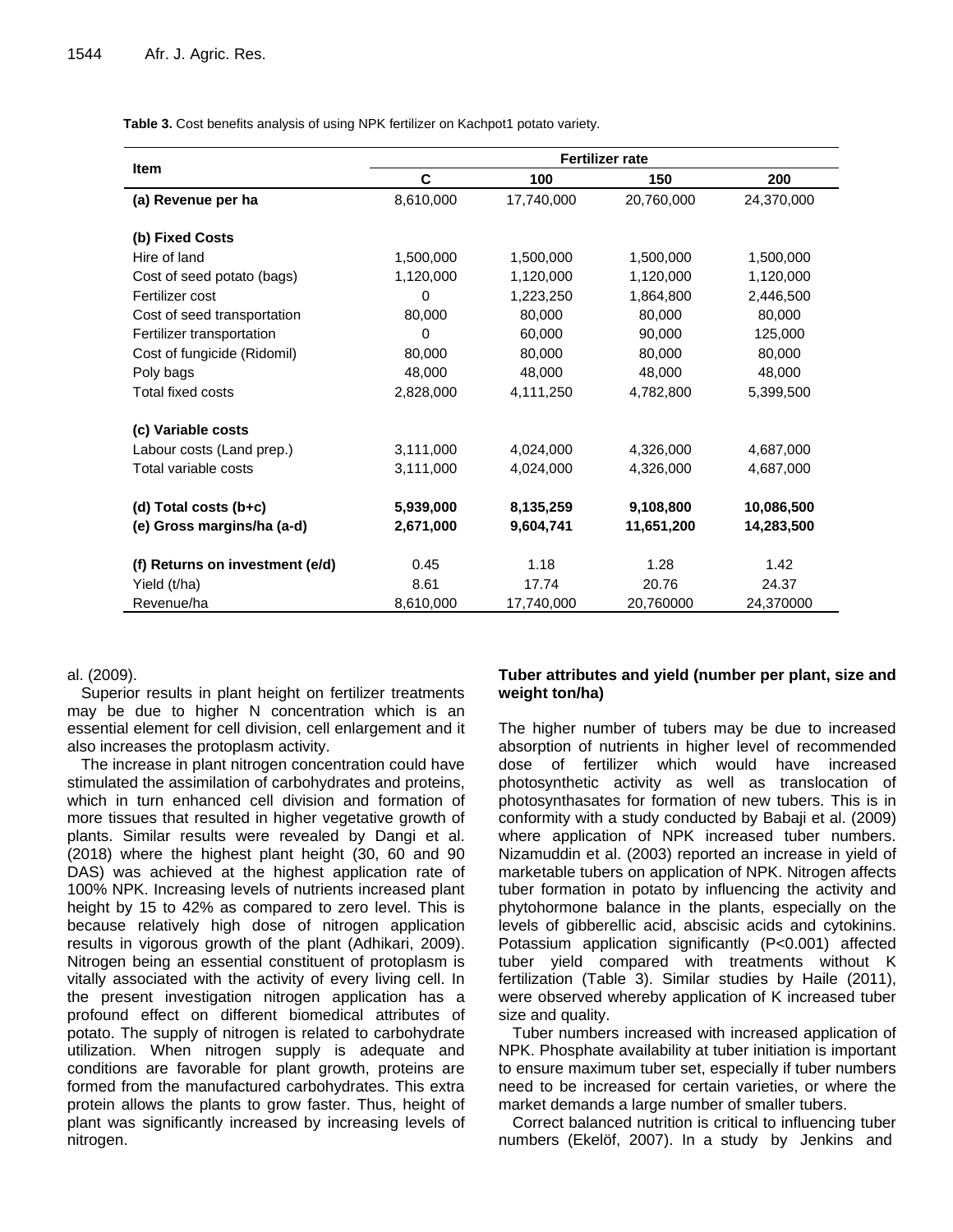**Table 3.** Cost benefits analysis of using NPK fertilizer on Kachpot1 potato variety.

| Item | Fertilizer rate | | | |
|---|---|---|---|---|
| | C | 100 | 150 | 200 |
| **(a) Revenue per ha** | 8,610,000 | 17,740,000 | 20,760,000 | 24,370,000 |
| **(b) Fixed Costs** | | | | |
| Hire of land | 1,500,000 | 1,500,000 | 1,500,000 | 1,500,000 |
| Cost of seed potato (bags) | 1,120,000 | 1,120,000 | 1,120,000 | 1,120,000 |
| Fertilizer cost | 0 | 1,223,250 | 1,864,800 | 2,446,500 |
| Cost of seed transportation | 80,000 | 80,000 | 80,000 | 80,000 |
| Fertilizer transportation | 0 | 60,000 | 90,000 | 125,000 |
| Cost of fungicide (Ridomil) | 80,000 | 80,000 | 80,000 | 80,000 |
| Poly bags | 48,000 | 48,000 | 48,000 | 48,000 |
| Total fixed costs | 2,828,000 | 4,111,250 | 4,782,800 | 5,399,500 |
| **(c) Variable costs** | | | | |
| Labour costs (Land prep.) | 3,111,000 | 4,024,000 | 4,326,000 | 4,687,000 |
| Total variable costs | 3,111,000 | 4,024,000 | 4,326,000 | 4,687,000 |
| **(d) Total costs (b+c)** | **5,939,000** | **8,135,259** | **9,108,800** | **10,086,500** |
| **(e) Gross margins/ha (a-d)** | **2,671,000** | **9,604,741** | **11,651,200** | **14,283,500** |
| **(f) Returns on investment (e/d)** | 0.45 | 1.18 | 1.28 | 1.42 |
| Yield (t/ha) | 8.61 | 17.74 | 20.76 | 24.37 |
| Revenue/ha | 8,610,000 | 17,740,000 | 20,760000 | 24,370000 |

al. (2009).

Superior results in plant height on fertilizer treatments may be due to higher N concentration which is an essential element for cell division, cell enlargement and it also increases the protoplasm activity.

The increase in plant nitrogen concentration could have stimulated the assimilation of carbohydrates and proteins, which in turn enhanced cell division and formation of more tissues that resulted in higher vegetative growth of plants. Similar results were revealed by Dangi et al. (2018) where the highest plant height (30, 60 and 90 DAS) was achieved at the highest application rate of 100% NPK. Increasing levels of nutrients increased plant height by 15 to 42% as compared to zero level. This is because relatively high dose of nitrogen application results in vigorous growth of the plant (Adhikari, 2009). Nitrogen being an essential constituent of protoplasm is vitally associated with the activity of every living cell. In the present investigation nitrogen application has a profound effect on different biomedical attributes of potato. The supply of nitrogen is related to carbohydrate utilization. When nitrogen supply is adequate and conditions are favorable for plant growth, proteins are formed from the manufactured carbohydrates. This extra protein allows the plants to grow faster. Thus, height of plant was significantly increased by increasing levels of nitrogen.

### Tuber attributes and yield (number per plant, size and weight ton/ha)

The higher number of tubers may be due to increased absorption of nutrients in higher level of recommended dose of fertilizer which would have increased photosynthetic activity as well as translocation of photosynthasates for formation of new tubers. This is in conformity with a study conducted by Babaji et al. (2009) where application of NPK increased tuber numbers. Nizamuddin et al. (2003) reported an increase in yield of marketable tubers on application of NPK. Nitrogen affects tuber formation in potato by influencing the activity and phytohormone balance in the plants, especially on the levels of gibberellic acid, abscisic acids and cytokinins. Potassium application significantly ($P<0.001$) affected tuber yield compared with treatments without K fertilization (Table 3). Similar studies by Haile (2011), were observed whereby application of K increased tuber size and quality.

Tuber numbers increased with increased application of NPK. Phosphate availability at tuber initiation is important to ensure maximum tuber set, especially if tuber numbers need to be increased for certain varieties, or where the market demands a large number of smaller tubers.

Correct balanced nutrition is critical to influencing tuber numbers (Ekelöf, 2007). In a study by Jenkins and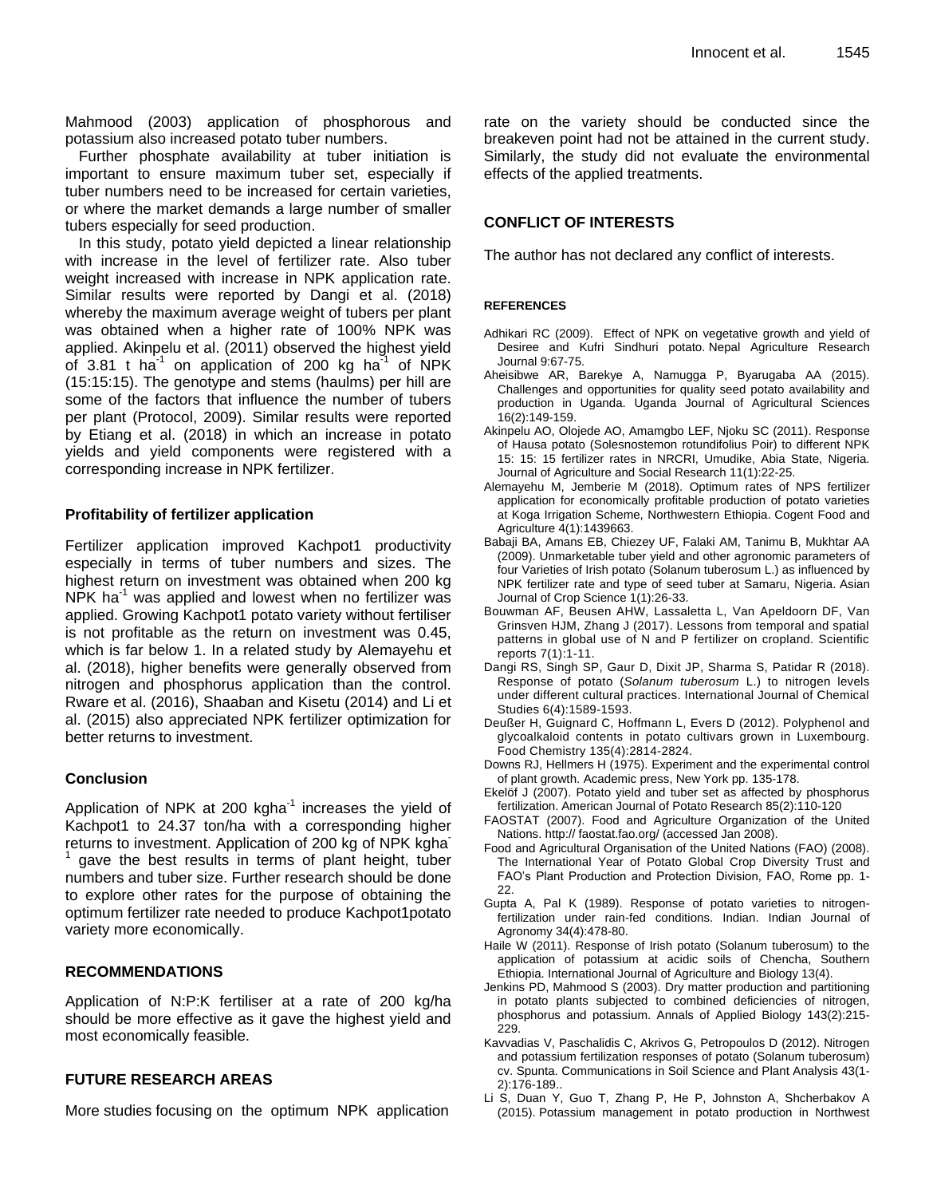Mahmood (2003) application of phosphorous and potassium also increased potato tuber numbers.

Further phosphate availability at tuber initiation is important to ensure maximum tuber set, especially if tuber numbers need to be increased for certain varieties, or where the market demands a large number of smaller tubers especially for seed production.

In this study, potato yield depicted a linear relationship with increase in the level of fertilizer rate. Also tuber weight increased with increase in NPK application rate. Similar results were reported by Dangi et al. (2018) whereby the maximum average weight of tubers per plant was obtained when a higher rate of 100% NPK was applied. Akinpelu et al. (2011) observed the highest yield of 3.81 t $ha^{-1}$ on application of 200 kg $ha^{-1}$ of NPK (15:15:15). The genotype and stems (haulms) per hill are some of the factors that influence the number of tubers per plant (Protocol, 2009). Similar results were reported by Etiang et al. (2018) in which an increase in potato yields and yield components were registered with a corresponding increase in NPK fertilizer.

### Profitability of fertilizer application

Fertilizer application improved Kachpot1 productivity especially in terms of tuber numbers and sizes. The highest return on investment was obtained when 200 kg NPK $ha^{-1}$ was applied and lowest when no fertilizer was applied. Growing Kachpot1 potato variety without fertiliser is not profitable as the return on investment was 0.45, which is far below 1. In a related study by Alemayehu et al. (2018), higher benefits were generally observed from nitrogen and phosphorus application than the control. Rware et al. (2016), Shaaban and Kisetu (2014) and Li et al. (2015) also appreciated NPK fertilizer optimization for better returns to investment.

### Conclusion

Application of NPK at 200 $kgha^{-1}$ increases the yield of Kachpot1 to 24.37 ton/ha with a corresponding higher returns to investment. Application of 200 kg of NPK $kgha^{-1}$ gave the best results in terms of plant height, tuber numbers and tuber size. Further research should be done to explore other rates for the purpose of obtaining the optimum fertilizer rate needed to produce Kachpot1potato variety more economically.

## RECOMMENDATIONS

Application of N:P:K fertiliser at a rate of 200 kg/ha should be more effective as it gave the highest yield and most economically feasible.

## FUTURE RESEARCH AREAS

More studies focusing on the optimum NPK application rate on the variety should be conducted since the breakeven point had not be attained in the current study. Similarly, the study did not evaluate the environmental effects of the applied treatments.

## CONFLICT OF INTERESTS

The author has not declared any conflict of interests.

## REFERENCES

Adhikari RC (2009). Effect of NPK on vegetative growth and yield of Desiree and Kufri Sindhuri potato. Nepal Agriculture Research Journal 9:67-75.

Aheisibwe AR, Barekye A, Namugga P, Byarugaba AA (2015). Challenges and opportunities for quality seed potato availability and production in Uganda. Uganda Journal of Agricultural Sciences 16(2):149-159.

Akinpelu AO, Olojede AO, Amamgbo LEF, Njoku SC (2011). Response of Hausa potato (Solesnostemon rotundifolius Poir) to different NPK 15: 15: 15 fertilizer rates in NRCRI, Umudike, Abia State, Nigeria. Journal of Agriculture and Social Research 11(1):22-25.

Alemayehu M, Jemberie M (2018). Optimum rates of NPS fertilizer application for economically profitable production of potato varieties at Koga Irrigation Scheme, Northwestern Ethiopia. Cogent Food and Agriculture 4(1):1439663.

Babaji BA, Amans EB, Chiezey UF, Falaki AM, Tanimu B, Mukhtar AA (2009). Unmarketable tuber yield and other agronomic parameters of four Varieties of Irish potato (Solanum tuberosum L.) as influenced by NPK fertilizer rate and type of seed tuber at Samaru, Nigeria. Asian Journal of Crop Science 1(1):26-33.

Bouwman AF, Beusen AHW, Lassaletta L, Van Apeldoorn DF, Van Grinsven HJM, Zhang J (2017). Lessons from temporal and spatial patterns in global use of N and P fertilizer on cropland. Scientific reports 7(1):1-11.

Dangi RS, Singh SP, Gaur D, Dixit JP, Sharma S, Patidar R (2018). Response of potato (*Solanum tuberosum* L.) to nitrogen levels under different cultural practices. International Journal of Chemical Studies 6(4):1589-1593.

Deußer H, Guignard C, Hoffmann L, Evers D (2012). Polyphenol and glycoalkaloid contents in potato cultivars grown in Luxembourg. Food Chemistry 135(4):2814-2824.

Downs RJ, Hellmers H (1975). Experiment and the experimental control of plant growth. Academic press, New York pp. 135-178.

Ekelöf J (2007). Potato yield and tuber set as affected by phosphorus fertilization. American Journal of Potato Research 85(2):110-120

FAOSTAT (2007). Food and Agriculture Organization of the United Nations. http:// faostat.fao.org/ (accessed Jan 2008).

Food and Agricultural Organisation of the United Nations (FAO) (2008). The International Year of Potato Global Crop Diversity Trust and FAO's Plant Production and Protection Division, FAO, Rome pp. 1-22.

Gupta A, Pal K (1989). Response of potato varieties to nitrogen-fertilization under rain-fed conditions. Indian. Indian Journal of Agronomy 34(4):478-80.

Haile W (2011). Response of Irish potato (Solanum tuberosum) to the application of potassium at acidic soils of Chencha, Southern Ethiopia. International Journal of Agriculture and Biology 13(4).

Jenkins PD, Mahmood S (2003). Dry matter production and partitioning in potato plants subjected to combined deficiencies of nitrogen, phosphorus and potassium. Annals of Applied Biology 143(2):215-229.

Kavvadias V, Paschalidis C, Akrivos G, Petropoulos D (2012). Nitrogen and potassium fertilization responses of potato (Solanum tuberosum) cv. Spunta. Communications in Soil Science and Plant Analysis 43(1-2):176-189..

Li S, Duan Y, Guo T, Zhang P, He P, Johnston A, Shcherbakov A (2015). Potassium management in potato production in Northwest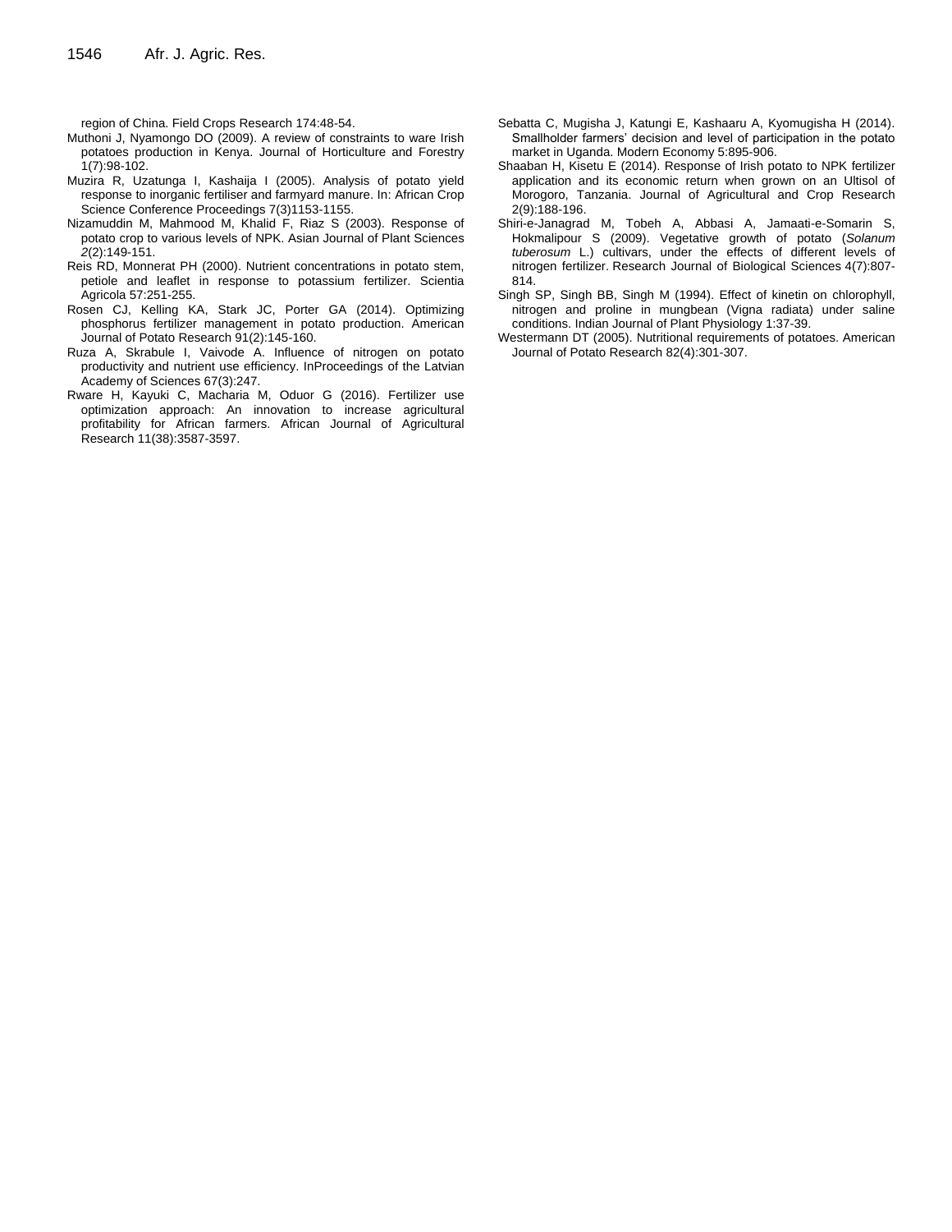region of China. Field Crops Research 174:48-54.

Muthoni J, Nyamongo DO (2009). A review of constraints to ware Irish potatoes production in Kenya. Journal of Horticulture and Forestry 1(7):98-102.

Muzira R, Uzatunga I, Kashaija I (2005). Analysis of potato yield response to inorganic fertiliser and farmyard manure. In: African Crop Science Conference Proceedings 7(3)1153-1155.

Nizamuddin M, Mahmood M, Khalid F, Riaz S (2003). Response of potato crop to various levels of NPK. Asian Journal of Plant Sciences *2*(2):149-151.

Reis RD, Monnerat PH (2000). Nutrient concentrations in potato stem, petiole and leaflet in response to potassium fertilizer. Scientia Agricola 57:251-255.

Rosen CJ, Kelling KA, Stark JC, Porter GA (2014). Optimizing phosphorus fertilizer management in potato production. American Journal of Potato Research 91(2):145-160.

Ruza A, Skrabule I, Vaivode A. Influence of nitrogen on potato productivity and nutrient use efficiency. InProceedings of the Latvian Academy of Sciences 67(3):247.

Rware H, Kayuki C, Macharia M, Oduor G (2016). Fertilizer use optimization approach: An innovation to increase agricultural profitability for African farmers. African Journal of Agricultural Research 11(38):3587-3597.

Sebatta C, Mugisha J, Katungi E, Kashaaru A, Kyomugisha H (2014). Smallholder farmers' decision and level of participation in the potato market in Uganda. Modern Economy 5:895-906.

Shaaban H, Kisetu E (2014). Response of Irish potato to NPK fertilizer application and its economic return when grown on an Ultisol of Morogoro, Tanzania. Journal of Agricultural and Crop Research 2(9):188-196.

Shiri-e-Janagrad M, Tobeh A, Abbasi A, Jamaati-e-Somarin S, Hokmalipour S (2009). Vegetative growth of potato (*Solanum tuberosum* L.) cultivars, under the effects of different levels of nitrogen fertilizer. Research Journal of Biological Sciences 4(7):807-814.

Singh SP, Singh BB, Singh M (1994). Effect of kinetin on chlorophyll, nitrogen and proline in mungbean (Vigna radiata) under saline conditions. Indian Journal of Plant Physiology 1:37-39.

Westermann DT (2005). Nutritional requirements of potatoes. American Journal of Potato Research 82(4):301-307.